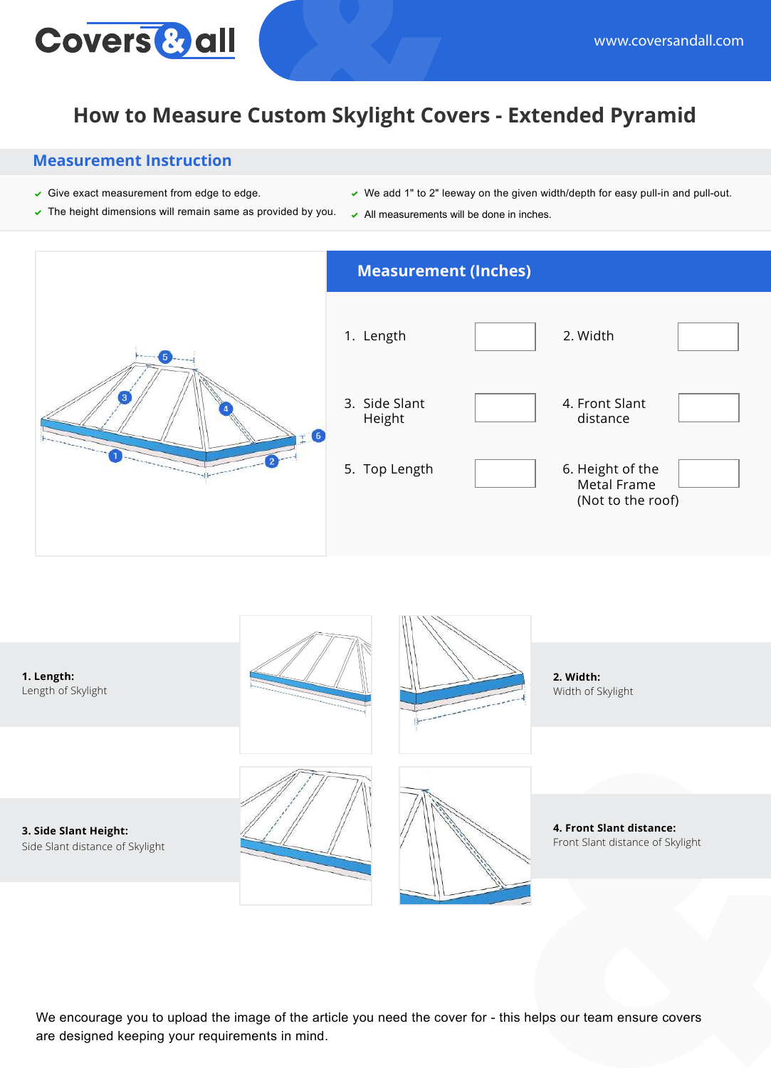# How to Measure Custom Skylight Covers - Extended Pyramid

## Measurement Instruction

- Give exact measurement from edge to edge.
- The height dimensions will remain same as provided by you.
- We add 1" to 2" leeway on the given width/depth for easy pull-in and pull-out.
- All measurements will be done in inches.

## Measurement (Inches)

| | | | |
|---|---|---|---|
| 1. Length | | 2. Width | |
| 3. Side Slant Height | | 4. Front Slant distance | |
| 5. Top Length | | 6. Height of the Metal Frame (Not to the roof) | |

**1. Length:**
Length of Skylight

**2. Width:**
Width of Skylight

**3. Side Slant Height:**
Side Slant distance of Skylight

**4. Front Slant distance:**
Front Slant distance of Skylight

We encourage you to upload the image of the article you need the cover for - this helps our team ensure covers are designed keeping your requirements in mind.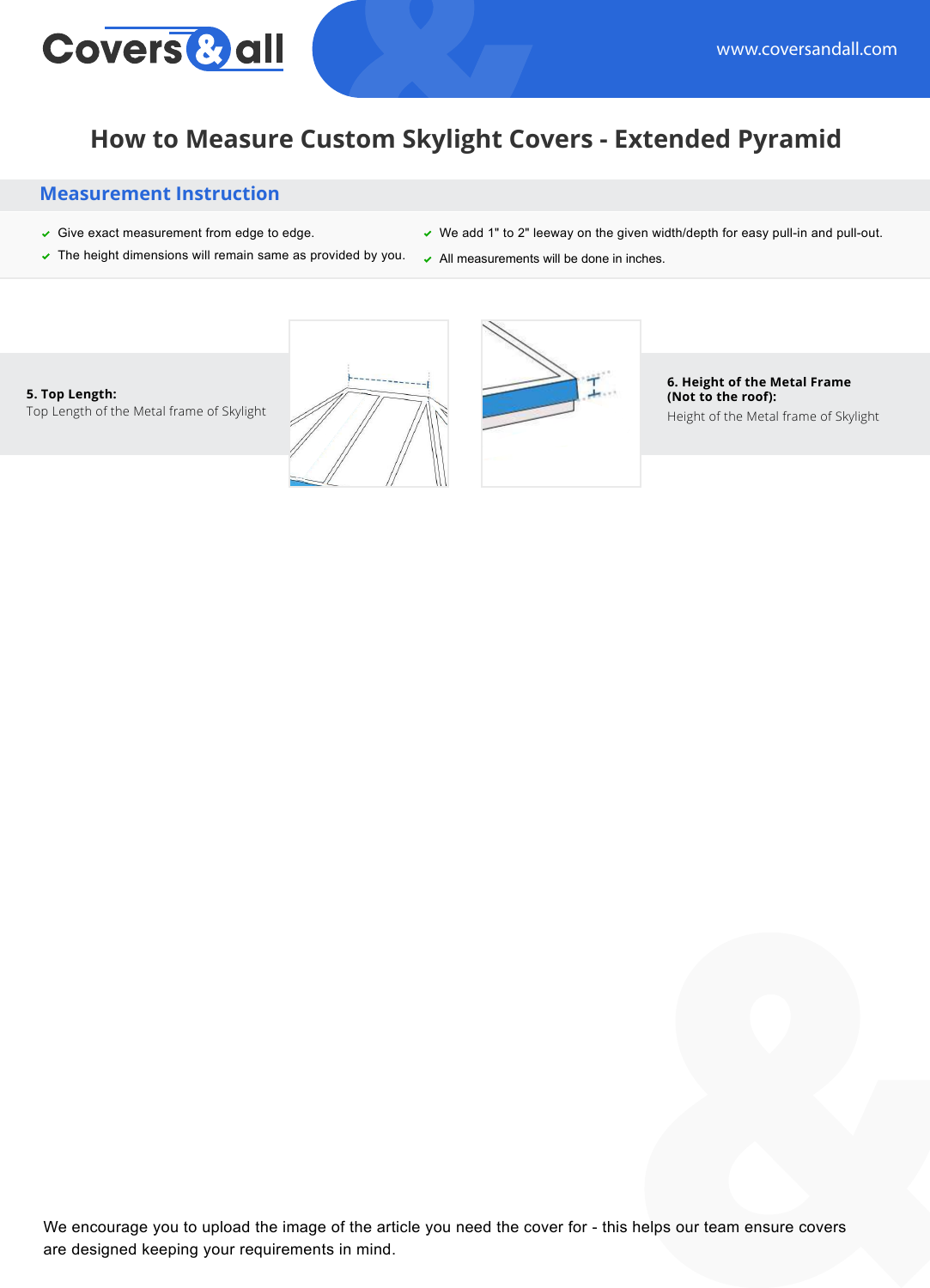# How to Measure Custom Skylight Covers - Extended Pyramid

## Measurement Instruction

- Give exact measurement from edge to edge.
- The height dimensions will remain same as provided by you.
- We add 1" to 2" leeway on the given width/depth for easy pull-in and pull-out.
- All measurements will be done in inches.

**5. Top Length:**
Top Length of the Metal frame of Skylight

**6. Height of the Metal Frame (Not to the roof):**
Height of the Metal frame of Skylight

We encourage you to upload the image of the article you need the cover for - this helps our team ensure covers are designed keeping your requirements in mind.